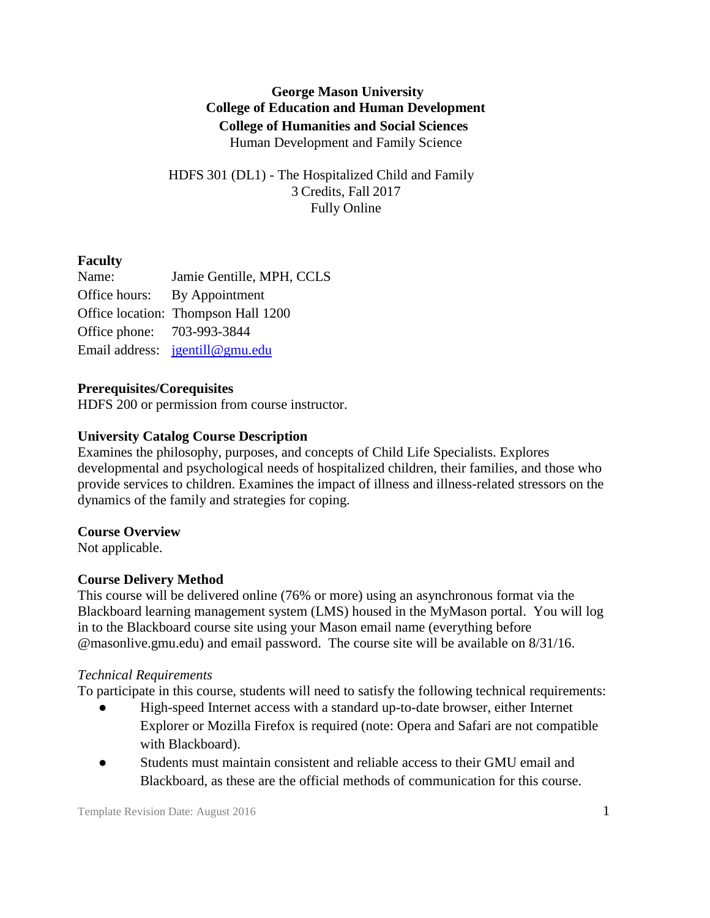**George Mason University**
**College of Education and Human Development**
**College of Humanities and Social Sciences**
Human Development and Family Science

HDFS 301 (DL1) - The Hospitalized Child and Family
3 Credits, Fall 2017
Fully Online

## Faculty

Name: Jamie Gentille, MPH, CCLS
Office hours: By Appointment
Office location: Thompson Hall 1200
Office phone: 703-993-3844
Email address: [jgentill@gmu.edu](mailto:jgentill@gmu.edu)

## Prerequisites/Corequisites

HDFS 200 or permission from course instructor.

## University Catalog Course Description

Examines the philosophy, purposes, and concepts of Child Life Specialists. Explores developmental and psychological needs of hospitalized children, their families, and those who provide services to children. Examines the impact of illness and illness-related stressors on the dynamics of the family and strategies for coping.

## Course Overview

Not applicable.

## Course Delivery Method

This course will be delivered online (76% or more) using an asynchronous format via the Blackboard learning management system (LMS) housed in the MyMason portal. You will log in to the Blackboard course site using your Mason email name (everything before @masonlive.gmu.edu) and email password. The course site will be available on 8/31/16.

*Technical Requirements*

To participate in this course, students will need to satisfy the following technical requirements:

- High-speed Internet access with a standard up-to-date browser, either Internet Explorer or Mozilla Firefox is required (note: Opera and Safari are not compatible with Blackboard).
- Students must maintain consistent and reliable access to their GMU email and Blackboard, as these are the official methods of communication for this course.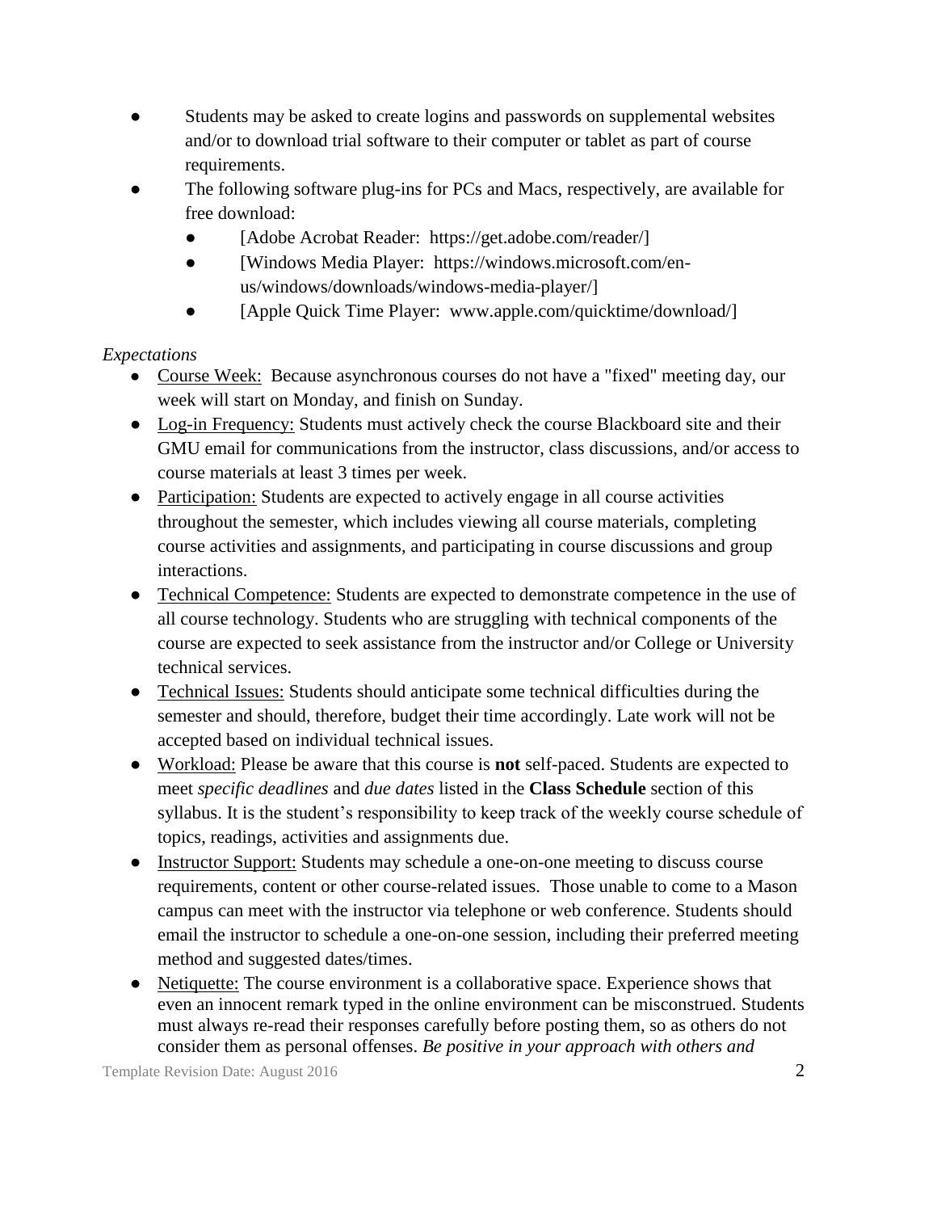- Students may be asked to create logins and passwords on supplemental websites and/or to download trial software to their computer or tablet as part of course requirements.
- The following software plug-ins for PCs and Macs, respectively, are available for free download:
  - [Adobe Acrobat Reader: https://get.adobe.com/reader/]
  - [Windows Media Player: https://windows.microsoft.com/en-us/windows/downloads/windows-media-player/]
  - [Apple Quick Time Player: www.apple.com/quicktime/download/]

*Expectations*

- Course Week: Because asynchronous courses do not have a "fixed" meeting day, our week will start on Monday, and finish on Sunday.
- Log-in Frequency: Students must actively check the course Blackboard site and their GMU email for communications from the instructor, class discussions, and/or access to course materials at least 3 times per week.
- Participation: Students are expected to actively engage in all course activities throughout the semester, which includes viewing all course materials, completing course activities and assignments, and participating in course discussions and group interactions.
- Technical Competence: Students are expected to demonstrate competence in the use of all course technology. Students who are struggling with technical components of the course are expected to seek assistance from the instructor and/or College or University technical services.
- Technical Issues: Students should anticipate some technical difficulties during the semester and should, therefore, budget their time accordingly. Late work will not be accepted based on individual technical issues.
- Workload: Please be aware that this course is **not** self-paced. Students are expected to meet *specific deadlines* and *due dates* listed in the **Class Schedule** section of this syllabus. It is the student's responsibility to keep track of the weekly course schedule of topics, readings, activities and assignments due.
- Instructor Support: Students may schedule a one-on-one meeting to discuss course requirements, content or other course-related issues. Those unable to come to a Mason campus can meet with the instructor via telephone or web conference. Students should email the instructor to schedule a one-on-one session, including their preferred meeting method and suggested dates/times.
- Netiquette: The course environment is a collaborative space. Experience shows that even an innocent remark typed in the online environment can be misconstrued. Students must always re-read their responses carefully before posting them, so as others do not consider them as personal offenses. *Be positive in your approach with others and*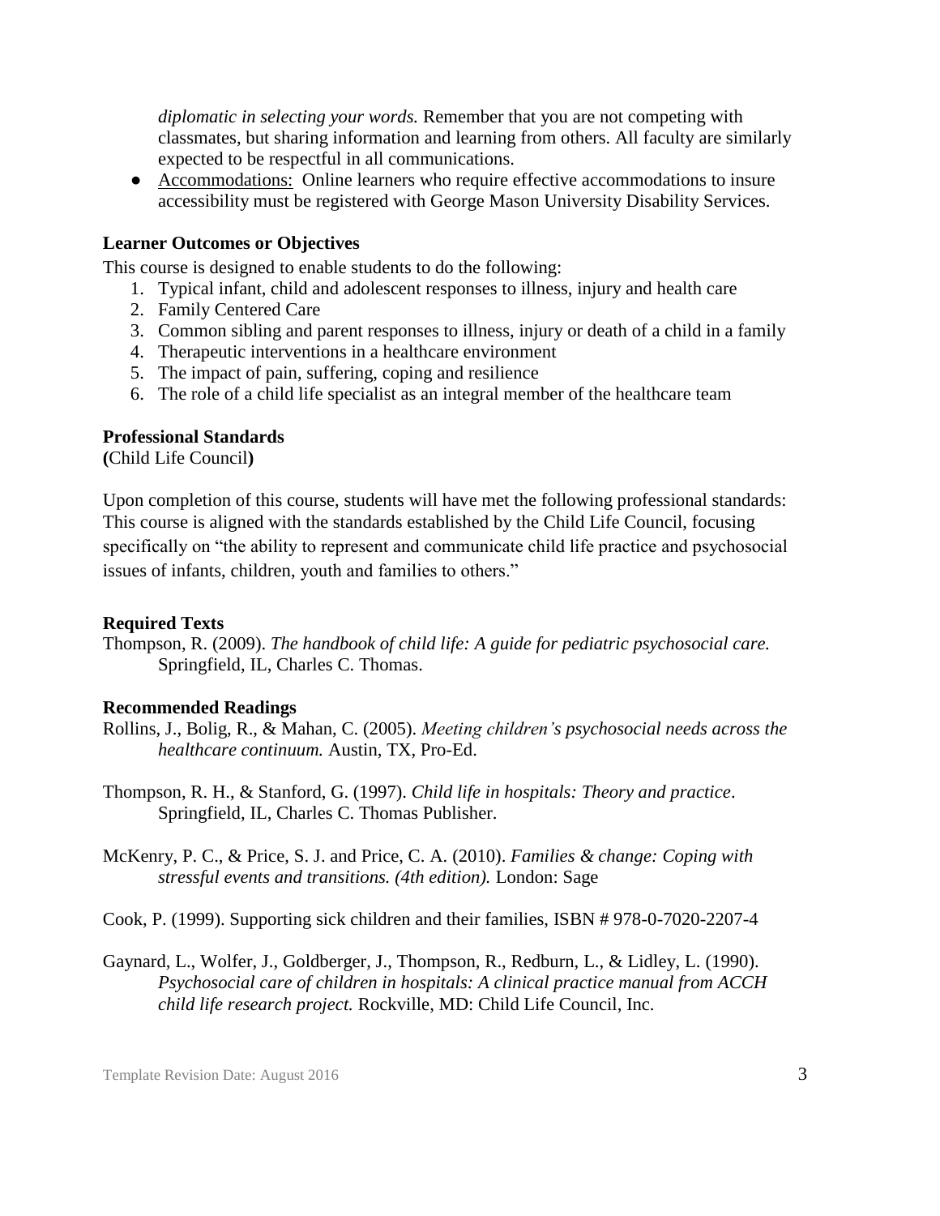*diplomatic in selecting your words.* Remember that you are not competing with classmates, but sharing information and learning from others. All faculty are similarly expected to be respectful in all communications.

- Accommodations: Online learners who require effective accommodations to insure accessibility must be registered with George Mason University Disability Services.

**Learner Outcomes or Objectives**

This course is designed to enable students to do the following:

1. Typical infant, child and adolescent responses to illness, injury and health care
2. Family Centered Care
3. Common sibling and parent responses to illness, injury or death of a child in a family
4. Therapeutic interventions in a healthcare environment
5. The impact of pain, suffering, coping and resilience
6. The role of a child life specialist as an integral member of the healthcare team

**Professional Standards**

**(**Child Life Council**)**

Upon completion of this course, students will have met the following professional standards: This course is aligned with the standards established by the Child Life Council, focusing specifically on "the ability to represent and communicate child life practice and psychosocial issues of infants, children, youth and families to others."

**Required Texts**

Thompson, R. (2009). *The handbook of child life: A guide for pediatric psychosocial care.* Springfield, IL, Charles C. Thomas.

**Recommended Readings**

Rollins, J., Bolig, R., & Mahan, C. (2005). *Meeting children's psychosocial needs across the healthcare continuum.* Austin, TX, Pro-Ed.

Thompson, R. H., & Stanford, G. (1997). *Child life in hospitals: Theory and practice*. Springfield, IL, Charles C. Thomas Publisher.

McKenry, P. C., & Price, S. J. and Price, C. A. (2010). *Families & change: Coping with stressful events and transitions. (4th edition).* London: Sage

Cook, P. (1999). Supporting sick children and their families, ISBN # 978-0-7020-2207-4

Gaynard, L., Wolfer, J., Goldberger, J., Thompson, R., Redburn, L., & Lidley, L. (1990). *Psychosocial care of children in hospitals: A clinical practice manual from ACCH child life research project.* Rockville, MD: Child Life Council, Inc.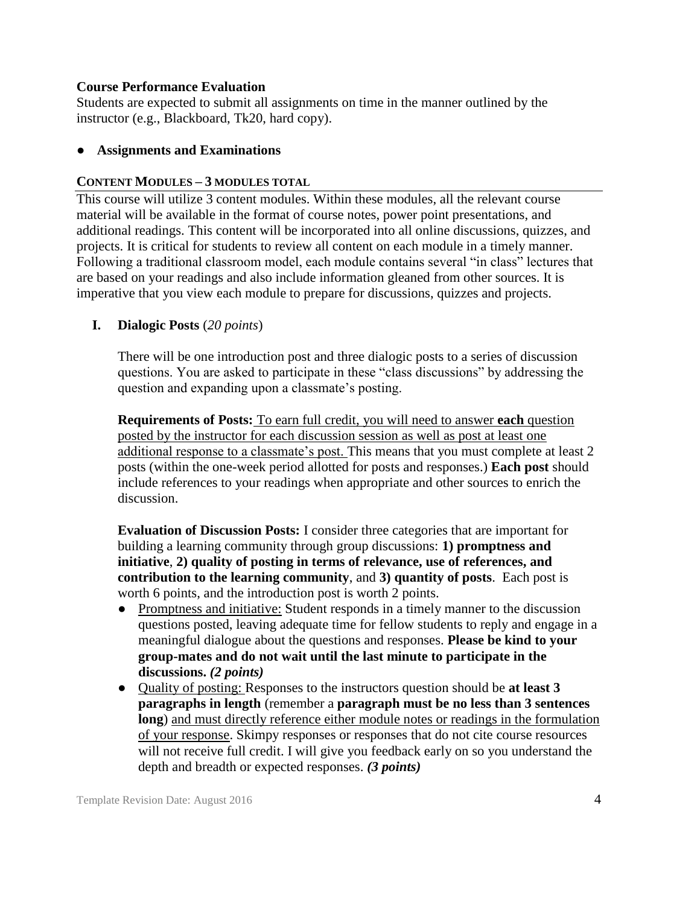**Course Performance Evaluation**

Students are expected to submit all assignments on time in the manner outlined by the instructor (e.g., Blackboard, Tk20, hard copy).

- **Assignments and Examinations**

**CONTENT MODULES – 3 MODULES TOTAL**

This course will utilize 3 content modules. Within these modules, all the relevant course material will be available in the format of course notes, power point presentations, and additional readings. This content will be incorporated into all online discussions, quizzes, and projects. It is critical for students to review all content on each module in a timely manner. Following a traditional classroom model, each module contains several "in class" lectures that are based on your readings and also include information gleaned from other sources. It is imperative that you view each module to prepare for discussions, quizzes and projects.

**I. Dialogic Posts** (*20 points*)

There will be one introduction post and three dialogic posts to a series of discussion questions. You are asked to participate in these "class discussions" by addressing the question and expanding upon a classmate's posting.

**Requirements of Posts:** To earn full credit, you will need to answer **each** question posted by the instructor for each discussion session as well as post at least one additional response to a classmate's post. This means that you must complete at least 2 posts (within the one-week period allotted for posts and responses.) **Each post** should include references to your readings when appropriate and other sources to enrich the discussion.

**Evaluation of Discussion Posts:** I consider three categories that are important for building a learning community through group discussions: **1) promptness and initiative**, **2) quality of posting in terms of relevance, use of references, and contribution to the learning community**, and **3) quantity of posts**. Each post is worth 6 points, and the introduction post is worth 2 points.

- Promptness and initiative: Student responds in a timely manner to the discussion questions posted, leaving adequate time for fellow students to reply and engage in a meaningful dialogue about the questions and responses. **Please be kind to your group-mates and do not wait until the last minute to participate in the discussions.** ***(2 points)***
- Quality of posting: Responses to the instructors question should be **at least 3 paragraphs in length** (remember a **paragraph must be no less than 3 sentences long**) and must directly reference either module notes or readings in the formulation of your response. Skimpy responses or responses that do not cite course resources will not receive full credit. I will give you feedback early on so you understand the depth and breadth or expected responses. ***(3 points)***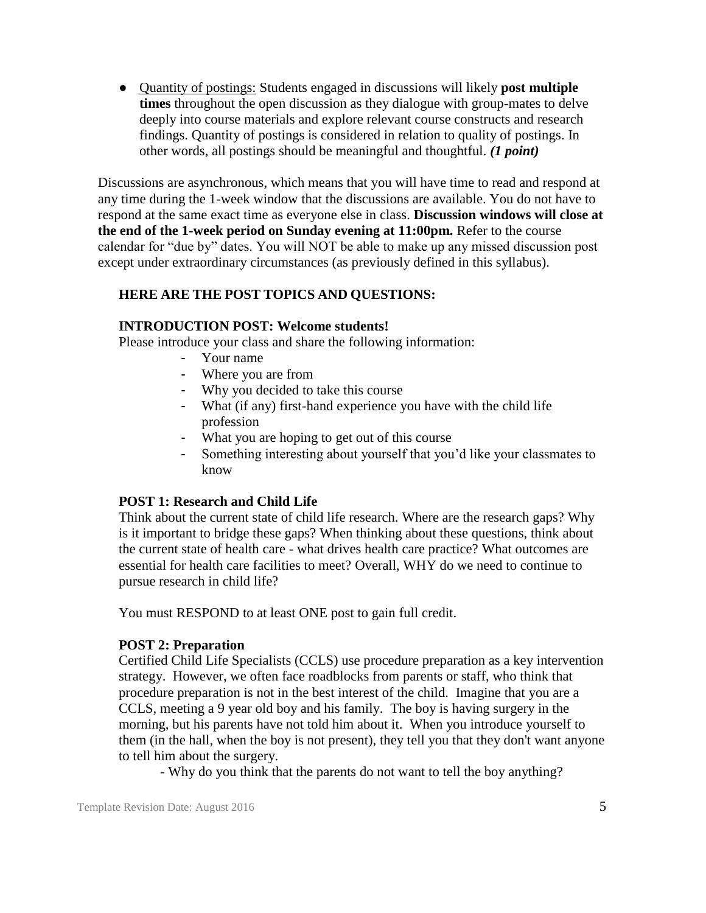- Quantity of postings: Students engaged in discussions will likely **post multiple times** throughout the open discussion as they dialogue with group-mates to delve deeply into course materials and explore relevant course constructs and research findings. Quantity of postings is considered in relation to quality of postings. In other words, all postings should be meaningful and thoughtful. ***(1 point)***

Discussions are asynchronous, which means that you will have time to read and respond at any time during the 1-week window that the discussions are available. You do not have to respond at the same exact time as everyone else in class. **Discussion windows will close at the end of the 1-week period on Sunday evening at 11:00pm.** Refer to the course calendar for "due by" dates. You will NOT be able to make up any missed discussion post except under extraordinary circumstances (as previously defined in this syllabus).

**HERE ARE THE POST TOPICS AND QUESTIONS:**

**INTRODUCTION POST: Welcome students!**

Please introduce your class and share the following information:

- Your name
- Where you are from
- Why you decided to take this course
- What (if any) first-hand experience you have with the child life profession
- What you are hoping to get out of this course
- Something interesting about yourself that you'd like your classmates to know

**POST 1: Research and Child Life**

Think about the current state of child life research. Where are the research gaps? Why is it important to bridge these gaps? When thinking about these questions, think about the current state of health care - what drives health care practice? What outcomes are essential for health care facilities to meet? Overall, WHY do we need to continue to pursue research in child life?

You must RESPOND to at least ONE post to gain full credit.

**POST 2: Preparation**

Certified Child Life Specialists (CCLS) use procedure preparation as a key intervention strategy. However, we often face roadblocks from parents or staff, who think that procedure preparation is not in the best interest of the child. Imagine that you are a CCLS, meeting a 9 year old boy and his family. The boy is having surgery in the morning, but his parents have not told him about it. When you introduce yourself to them (in the hall, when the boy is not present), they tell you that they don't want anyone to tell him about the surgery.

- Why do you think that the parents do not want to tell the boy anything?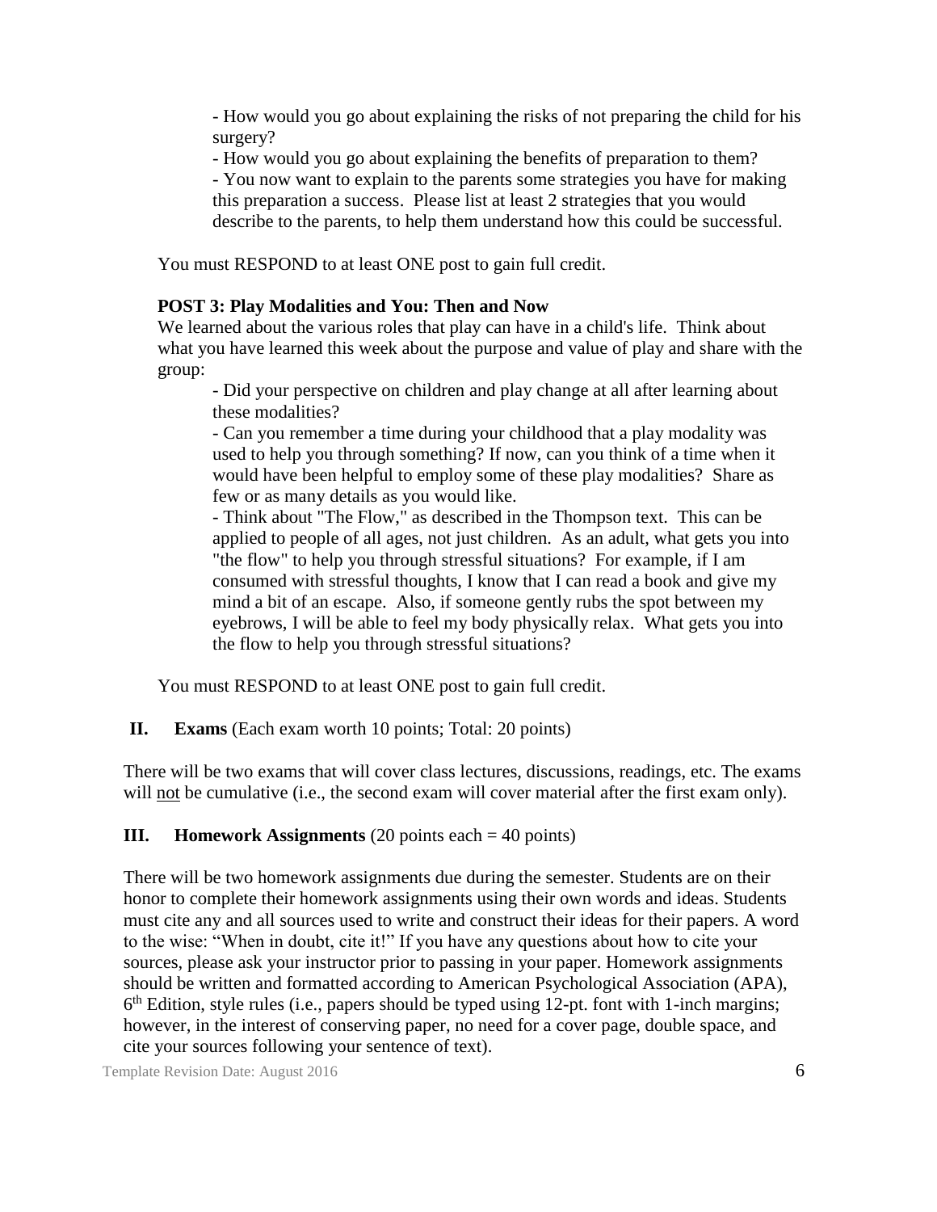- How would you go about explaining the risks of not preparing the child for his surgery?
- How would you go about explaining the benefits of preparation to them?
- You now want to explain to the parents some strategies you have for making this preparation a success. Please list at least 2 strategies that you would describe to the parents, to help them understand how this could be successful.

You must RESPOND to at least ONE post to gain full credit.

**POST 3: Play Modalities and You: Then and Now**

We learned about the various roles that play can have in a child's life. Think about what you have learned this week about the purpose and value of play and share with the group:

- Did your perspective on children and play change at all after learning about these modalities?
- Can you remember a time during your childhood that a play modality was used to help you through something? If now, can you think of a time when it would have been helpful to employ some of these play modalities? Share as few or as many details as you would like.
- Think about "The Flow," as described in the Thompson text. This can be applied to people of all ages, not just children. As an adult, what gets you into "the flow" to help you through stressful situations? For example, if I am consumed with stressful thoughts, I know that I can read a book and give my mind a bit of an escape. Also, if someone gently rubs the spot between my eyebrows, I will be able to feel my body physically relax. What gets you into the flow to help you through stressful situations?

You must RESPOND to at least ONE post to gain full credit.

**II. Exams** (Each exam worth 10 points; Total: 20 points)

There will be two exams that will cover class lectures, discussions, readings, etc. The exams will <u>not</u> be cumulative (i.e., the second exam will cover material after the first exam only).

**III. Homework Assignments** (20 points each = 40 points)

There will be two homework assignments due during the semester. Students are on their honor to complete their homework assignments using their own words and ideas. Students must cite any and all sources used to write and construct their ideas for their papers. A word to the wise: "When in doubt, cite it!" If you have any questions about how to cite your sources, please ask your instructor prior to passing in your paper. Homework assignments should be written and formatted according to American Psychological Association (APA), 6th Edition, style rules (i.e., papers should be typed using 12-pt. font with 1-inch margins; however, in the interest of conserving paper, no need for a cover page, double space, and cite your sources following your sentence of text).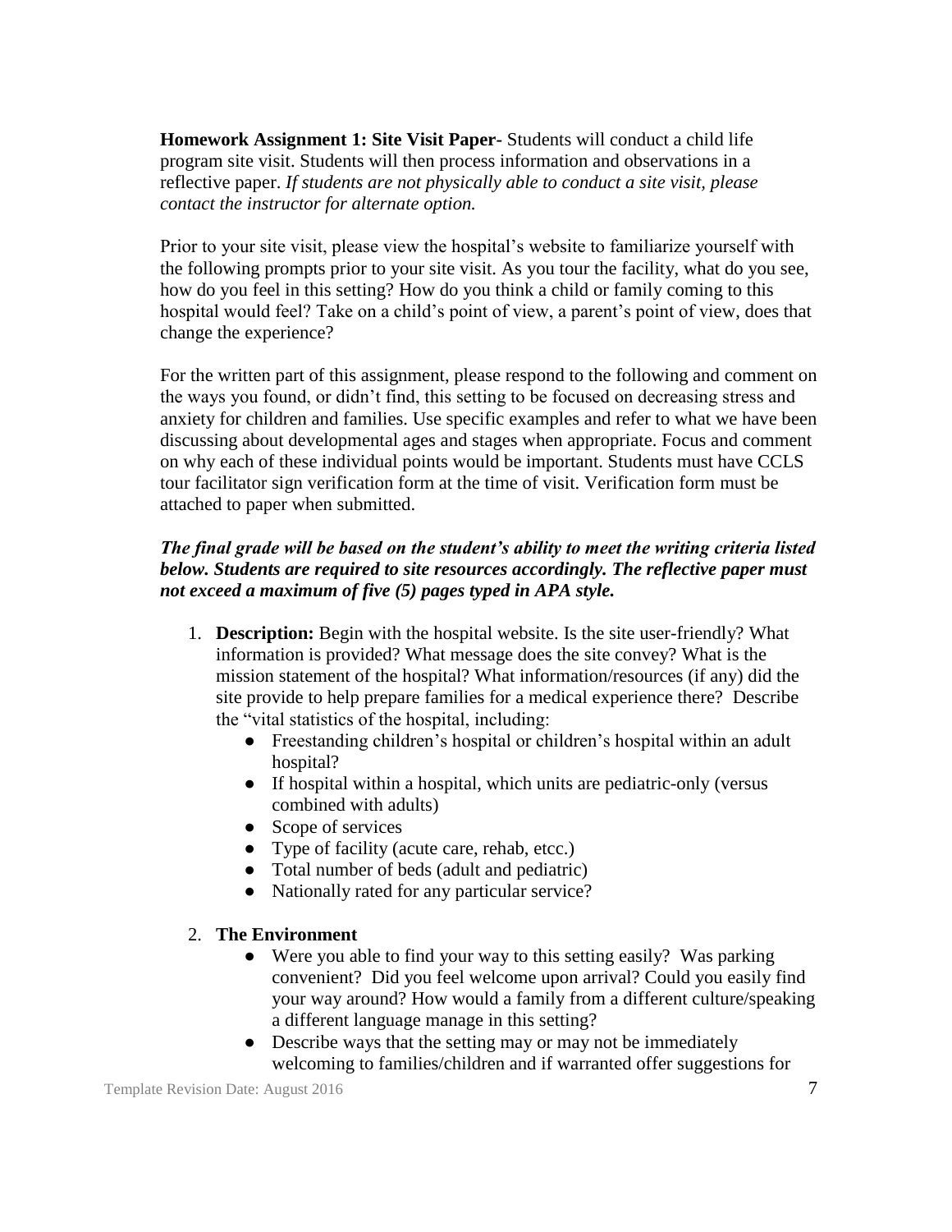**Homework Assignment 1: Site Visit Paper-** Students will conduct a child life program site visit. Students will then process information and observations in a reflective paper. *If students are not physically able to conduct a site visit, please contact the instructor for alternate option.*

Prior to your site visit, please view the hospital's website to familiarize yourself with the following prompts prior to your site visit. As you tour the facility, what do you see, how do you feel in this setting? How do you think a child or family coming to this hospital would feel? Take on a child's point of view, a parent's point of view, does that change the experience?

For the written part of this assignment, please respond to the following and comment on the ways you found, or didn't find, this setting to be focused on decreasing stress and anxiety for children and families. Use specific examples and refer to what we have been discussing about developmental ages and stages when appropriate. Focus and comment on why each of these individual points would be important. Students must have CCLS tour facilitator sign verification form at the time of visit. Verification form must be attached to paper when submitted.

***The final grade will be based on the student's ability to meet the writing criteria listed below. Students are required to site resources accordingly. The reflective paper must not exceed a maximum of five (5) pages typed in APA style.***

1. **Description:** Begin with the hospital website. Is the site user-friendly? What information is provided? What message does the site convey? What is the mission statement of the hospital? What information/resources (if any) did the site provide to help prepare families for a medical experience there? Describe the "vital statistics of the hospital, including:
   - Freestanding children's hospital or children's hospital within an adult hospital?
   - If hospital within a hospital, which units are pediatric-only (versus combined with adults)
   - Scope of services
   - Type of facility (acute care, rehab, etcc.)
   - Total number of beds (adult and pediatric)
   - Nationally rated for any particular service?

2. **The Environment**
   - Were you able to find your way to this setting easily? Was parking convenient? Did you feel welcome upon arrival? Could you easily find your way around? How would a family from a different culture/speaking a different language manage in this setting?
   - Describe ways that the setting may or may not be immediately welcoming to families/children and if warranted offer suggestions for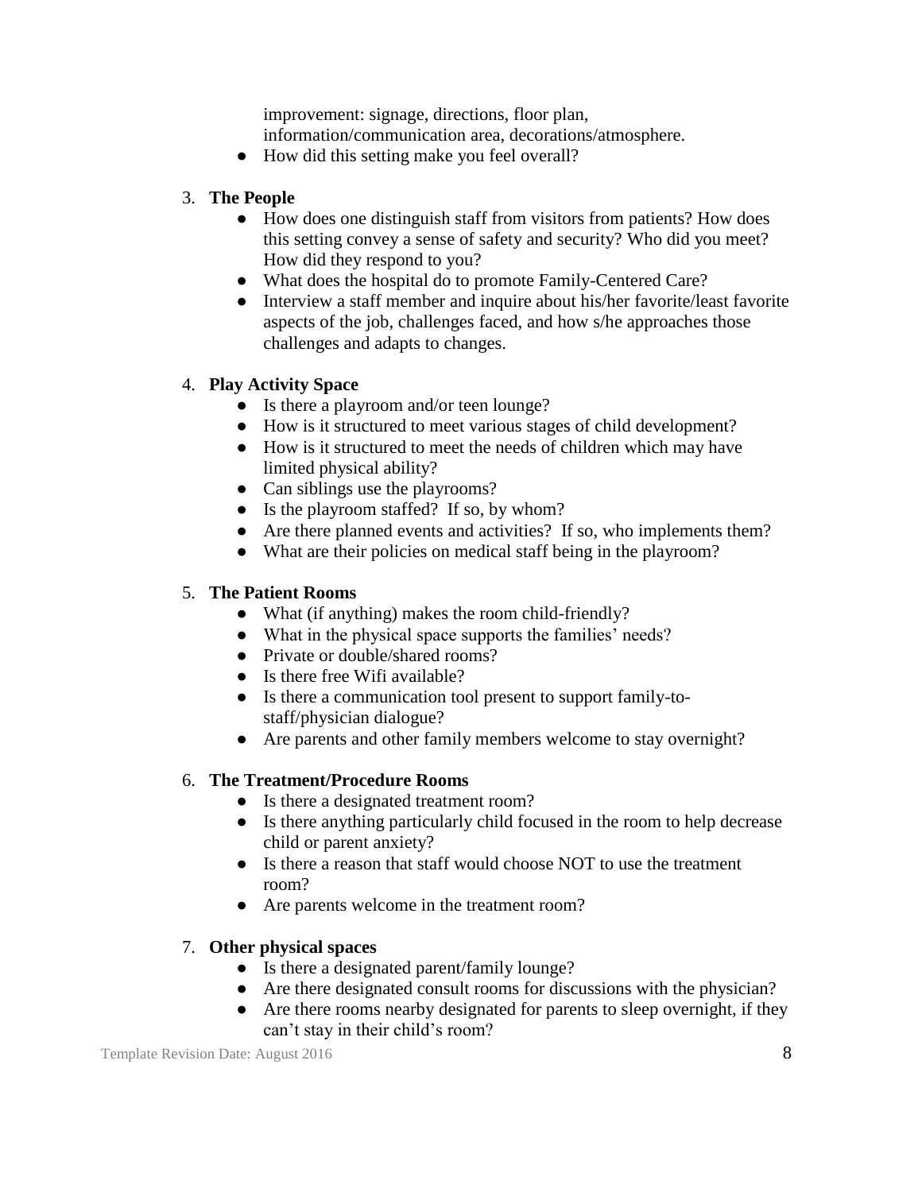improvement: signage, directions, floor plan, information/communication area, decorations/atmosphere.
- How did this setting make you feel overall?

3. **The People**
    - How does one distinguish staff from visitors from patients? How does this setting convey a sense of safety and security? Who did you meet? How did they respond to you?
    - What does the hospital do to promote Family-Centered Care?
    - Interview a staff member and inquire about his/her favorite/least favorite aspects of the job, challenges faced, and how s/he approaches those challenges and adapts to changes.

4. **Play Activity Space**
    - Is there a playroom and/or teen lounge?
    - How is it structured to meet various stages of child development?
    - How is it structured to meet the needs of children which may have limited physical ability?
    - Can siblings use the playrooms?
    - Is the playroom staffed? If so, by whom?
    - Are there planned events and activities? If so, who implements them?
    - What are their policies on medical staff being in the playroom?

5. **The Patient Rooms**
    - What (if anything) makes the room child-friendly?
    - What in the physical space supports the families' needs?
    - Private or double/shared rooms?
    - Is there free Wifi available?
    - Is there a communication tool present to support family-to-staff/physician dialogue?
    - Are parents and other family members welcome to stay overnight?

6. **The Treatment/Procedure Rooms**
    - Is there a designated treatment room?
    - Is there anything particularly child focused in the room to help decrease child or parent anxiety?
    - Is there a reason that staff would choose NOT to use the treatment room?
    - Are parents welcome in the treatment room?

7. **Other physical spaces**
    - Is there a designated parent/family lounge?
    - Are there designated consult rooms for discussions with the physician?
    - Are there rooms nearby designated for parents to sleep overnight, if they can't stay in their child's room?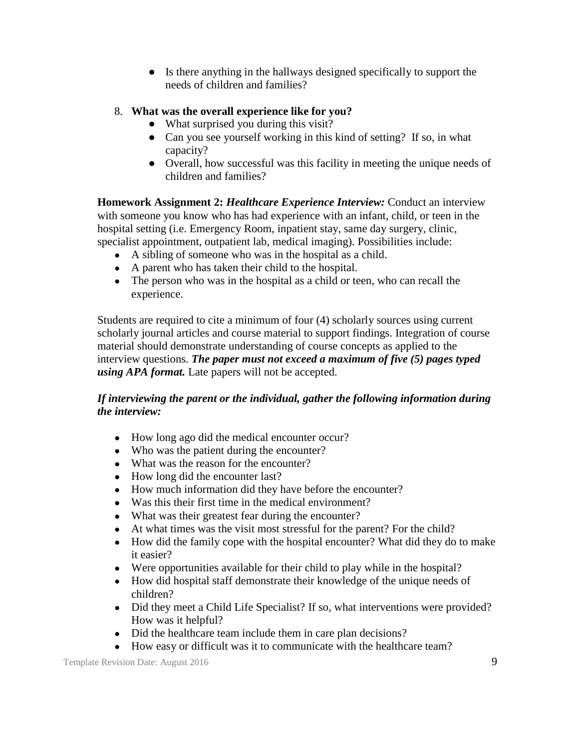- Is there anything in the hallways designed specifically to support the needs of children and families?

8. **What was the overall experience like for you?**
    - What surprised you during this visit?
    - Can you see yourself working in this kind of setting? If so, in what capacity?
    - Overall, how successful was this facility in meeting the unique needs of children and families?

**Homework Assignment 2: *Healthcare Experience Interview:*** Conduct an interview with someone you know who has had experience with an infant, child, or teen in the hospital setting (i.e. Emergency Room, inpatient stay, same day surgery, clinic, specialist appointment, outpatient lab, medical imaging). Possibilities include:

- A sibling of someone who was in the hospital as a child.
- A parent who has taken their child to the hospital.
- The person who was in the hospital as a child or teen, who can recall the experience.

Students are required to cite a minimum of four (4) scholarly sources using current scholarly journal articles and course material to support findings. Integration of course material should demonstrate understanding of course concepts as applied to the interview questions. ***The paper must not exceed a maximum of five (5) pages typed using APA format.*** Late papers will not be accepted.

***If interviewing the parent or the individual, gather the following information during the interview:***

- How long ago did the medical encounter occur?
- Who was the patient during the encounter?
- What was the reason for the encounter?
- How long did the encounter last?
- How much information did they have before the encounter?
- Was this their first time in the medical environment?
- What was their greatest fear during the encounter?
- At what times was the visit most stressful for the parent? For the child?
- How did the family cope with the hospital encounter? What did they do to make it easier?
- Were opportunities available for their child to play while in the hospital?
- How did hospital staff demonstrate their knowledge of the unique needs of children?
- Did they meet a Child Life Specialist? If so, what interventions were provided? How was it helpful?
- Did the healthcare team include them in care plan decisions?
- How easy or difficult was it to communicate with the healthcare team?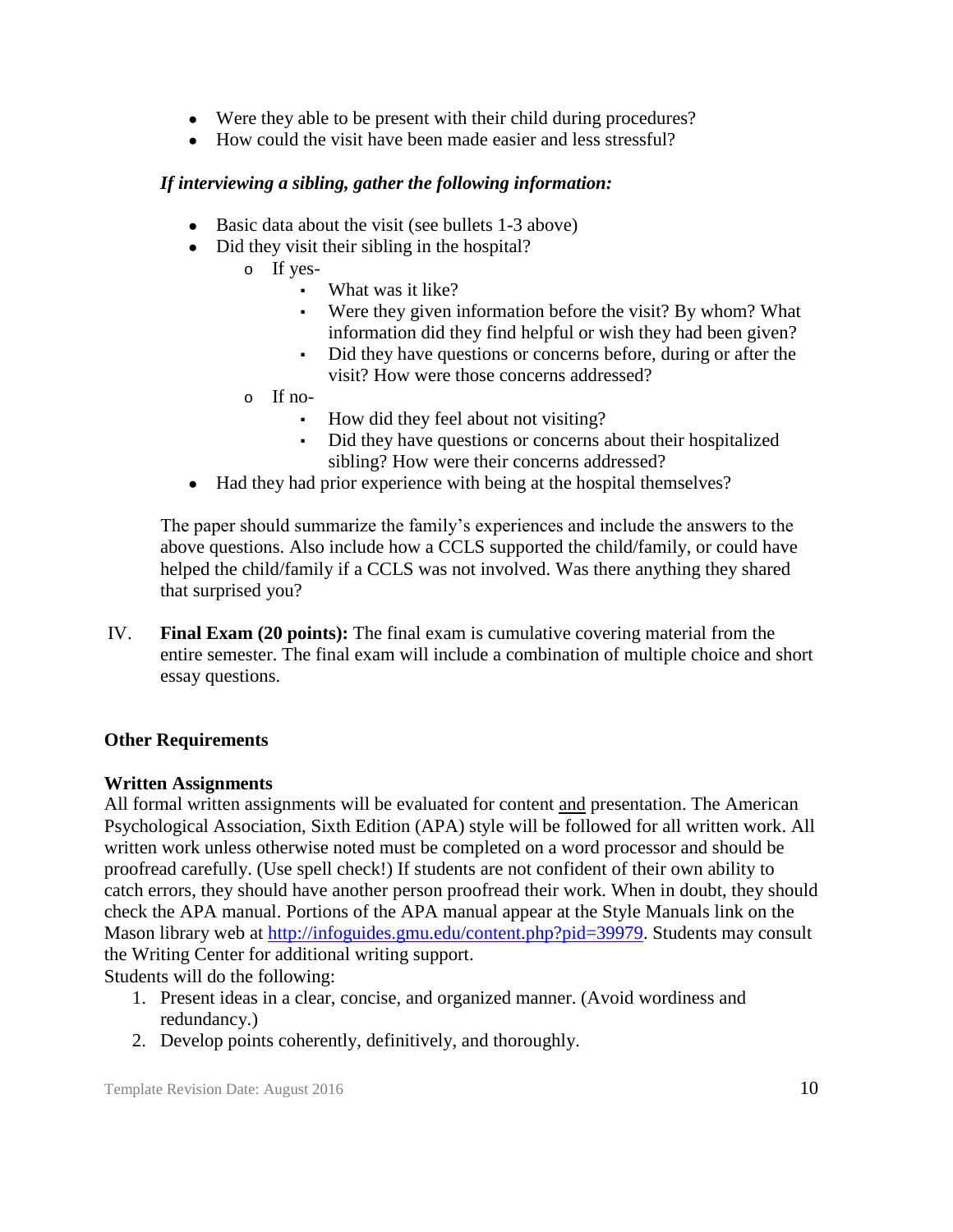- Were they able to be present with their child during procedures?
- How could the visit have been made easier and less stressful?

***If interviewing a sibling, gather the following information:***

- Basic data about the visit (see bullets 1-3 above)
- Did they visit their sibling in the hospital?
  - If yes-
    - What was it like?
    - Were they given information before the visit? By whom? What information did they find helpful or wish they had been given?
    - Did they have questions or concerns before, during or after the visit? How were those concerns addressed?
  - If no-
    - How did they feel about not visiting?
    - Did they have questions or concerns about their hospitalized sibling? How were their concerns addressed?
- Had they had prior experience with being at the hospital themselves?

The paper should summarize the family's experiences and include the answers to the above questions. Also include how a CCLS supported the child/family, or could have helped the child/family if a CCLS was not involved. Was there anything they shared that surprised you?

IV. **Final Exam (20 points):** The final exam is cumulative covering material from the entire semester. The final exam will include a combination of multiple choice and short essay questions.

**Other Requirements**

**Written Assignments**
All formal written assignments will be evaluated for content and presentation. The American Psychological Association, Sixth Edition (APA) style will be followed for all written work. All written work unless otherwise noted must be completed on a word processor and should be proofread carefully. (Use spell check!) If students are not confident of their own ability to catch errors, they should have another person proofread their work. When in doubt, they should check the APA manual. Portions of the APA manual appear at the Style Manuals link on the Mason library web at http://infoguides.gmu.edu/content.php?pid=39979. Students may consult the Writing Center for additional writing support.
Students will do the following:

1. Present ideas in a clear, concise, and organized manner. (Avoid wordiness and redundancy.)
2. Develop points coherently, definitively, and thoroughly.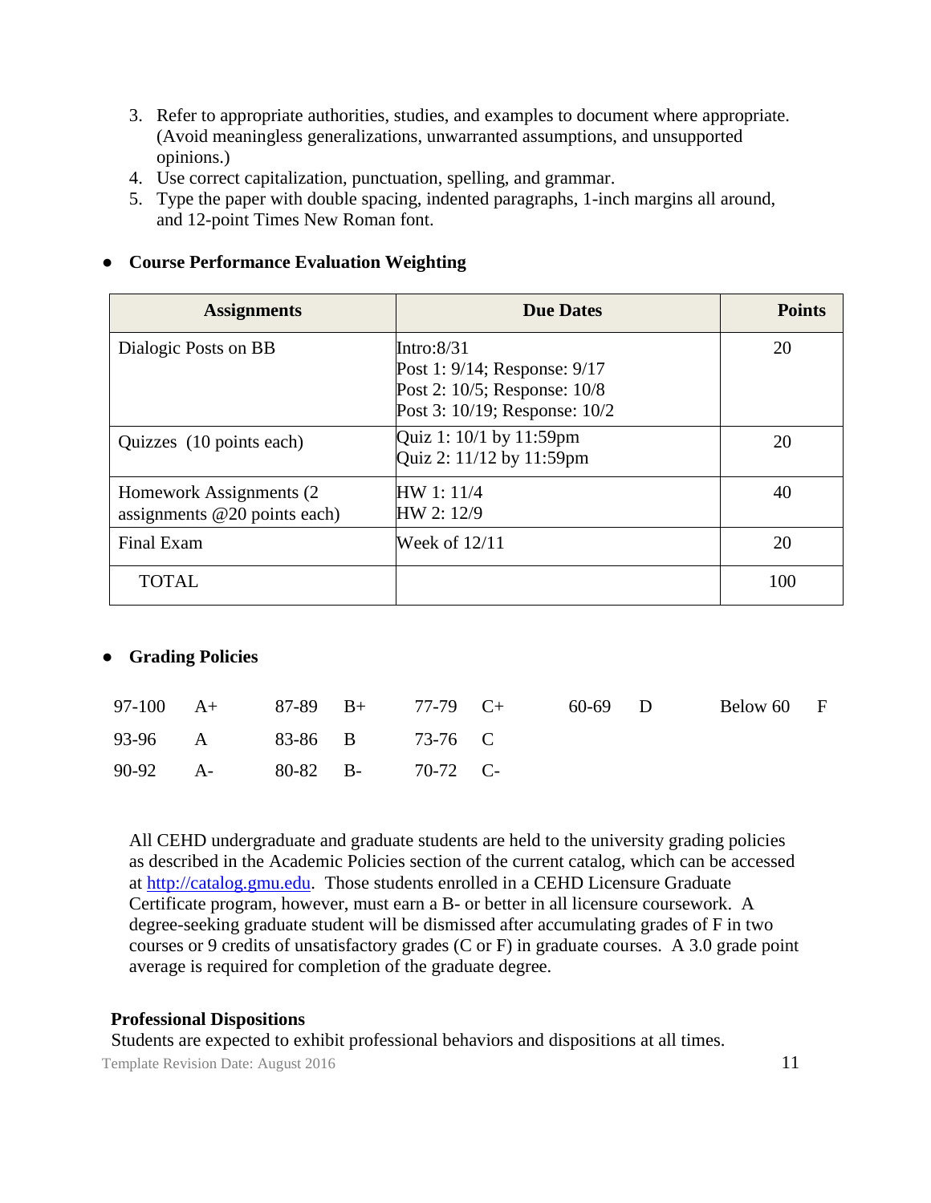3. Refer to appropriate authorities, studies, and examples to document where appropriate. (Avoid meaningless generalizations, unwarranted assumptions, and unsupported opinions.)
4. Use correct capitalization, punctuation, spelling, and grammar.
5. Type the paper with double spacing, indented paragraphs, 1-inch margins all around, and 12-point Times New Roman font.

- **Course Performance Evaluation Weighting**

| Assignments | Due Dates | Points |
|---|---|---|
| Dialogic Posts on BB | Intro:8/31<br>Post 1: 9/14; Response: 9/17<br>Post 2: 10/5; Response: 10/8<br>Post 3: 10/19; Response: 10/2 | 20 |
| Quizzes (10 points each) | Quiz 1: 10/1 by 11:59pm<br>Quiz 2: 11/12 by 11:59pm | 20 |
| Homework Assignments (2 assignments @20 points each) | HW 1: 11/4<br>HW 2: 12/9 | 40 |
| Final Exam | Week of 12/11 | 20 |
| TOTAL | | 100 |

- **Grading Policies**

| | | | | | | | | | |
|---|---|---|---|---|---|---|---|---|---|
| 97-100 | A+ | 87-89 | B+ | 77-79 | C+ | 60-69 | D | Below 60 | F |
| 93-96 | A | 83-86 | B | 73-76 | C | | | | |
| 90-92 | A- | 80-82 | B- | 70-72 | C- | | | | |

All CEHD undergraduate and graduate students are held to the university grading policies as described in the Academic Policies section of the current catalog, which can be accessed at http://catalog.gmu.edu. Those students enrolled in a CEHD Licensure Graduate Certificate program, however, must earn a B- or better in all licensure coursework. A degree-seeking graduate student will be dismissed after accumulating grades of F in two courses or 9 credits of unsatisfactory grades (C or F) in graduate courses. A 3.0 grade point average is required for completion of the graduate degree.

**Professional Dispositions**

Students are expected to exhibit professional behaviors and dispositions at all times.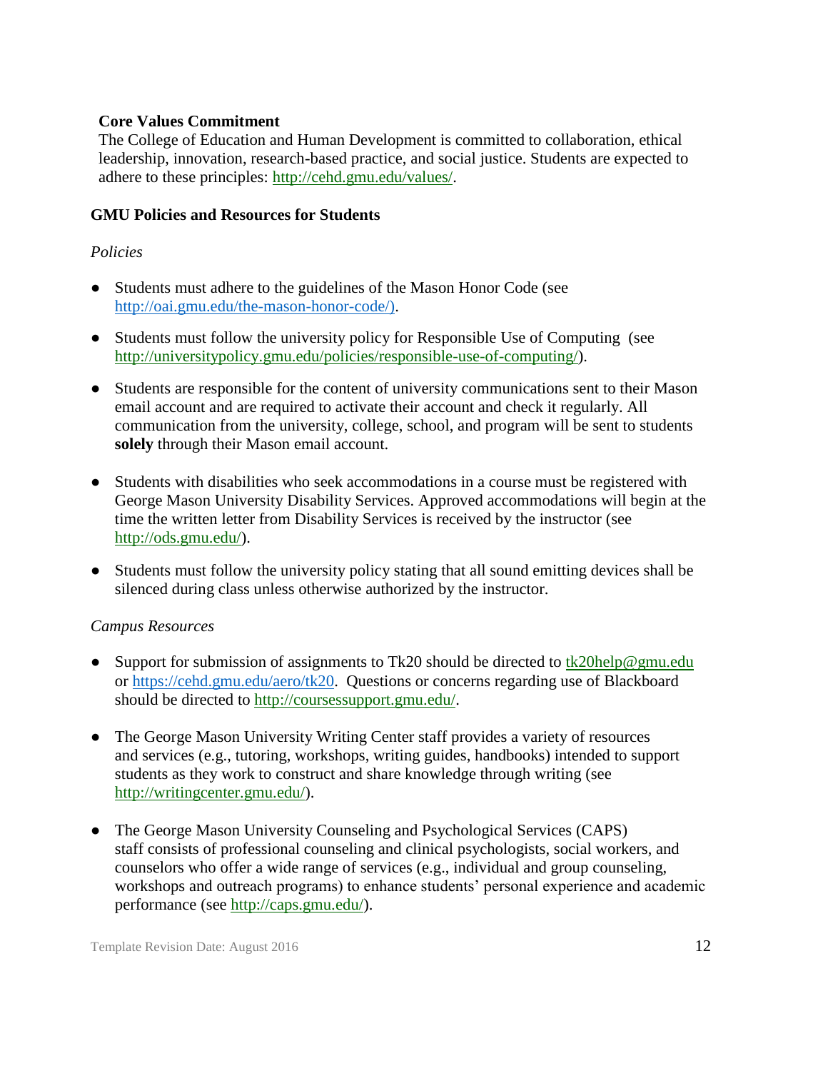**Core Values Commitment**

The College of Education and Human Development is committed to collaboration, ethical leadership, innovation, research-based practice, and social justice. Students are expected to adhere to these principles: http://cehd.gmu.edu/values/.

**GMU Policies and Resources for Students**

*Policies*

- Students must adhere to the guidelines of the Mason Honor Code (see http://oai.gmu.edu/the-mason-honor-code/).
- Students must follow the university policy for Responsible Use of Computing (see http://universitypolicy.gmu.edu/policies/responsible-use-of-computing/).
- Students are responsible for the content of university communications sent to their Mason email account and are required to activate their account and check it regularly. All communication from the university, college, school, and program will be sent to students **solely** through their Mason email account.
- Students with disabilities who seek accommodations in a course must be registered with George Mason University Disability Services. Approved accommodations will begin at the time the written letter from Disability Services is received by the instructor (see http://ods.gmu.edu/).
- Students must follow the university policy stating that all sound emitting devices shall be silenced during class unless otherwise authorized by the instructor.

*Campus Resources*

- Support for submission of assignments to Tk20 should be directed to tk20help@gmu.edu or https://cehd.gmu.edu/aero/tk20. Questions or concerns regarding use of Blackboard should be directed to http://coursessupport.gmu.edu/.
- The George Mason University Writing Center staff provides a variety of resources and services (e.g., tutoring, workshops, writing guides, handbooks) intended to support students as they work to construct and share knowledge through writing (see http://writingcenter.gmu.edu/).
- The George Mason University Counseling and Psychological Services (CAPS) staff consists of professional counseling and clinical psychologists, social workers, and counselors who offer a wide range of services (e.g., individual and group counseling, workshops and outreach programs) to enhance students' personal experience and academic performance (see http://caps.gmu.edu/).

Template Revision Date: August 2016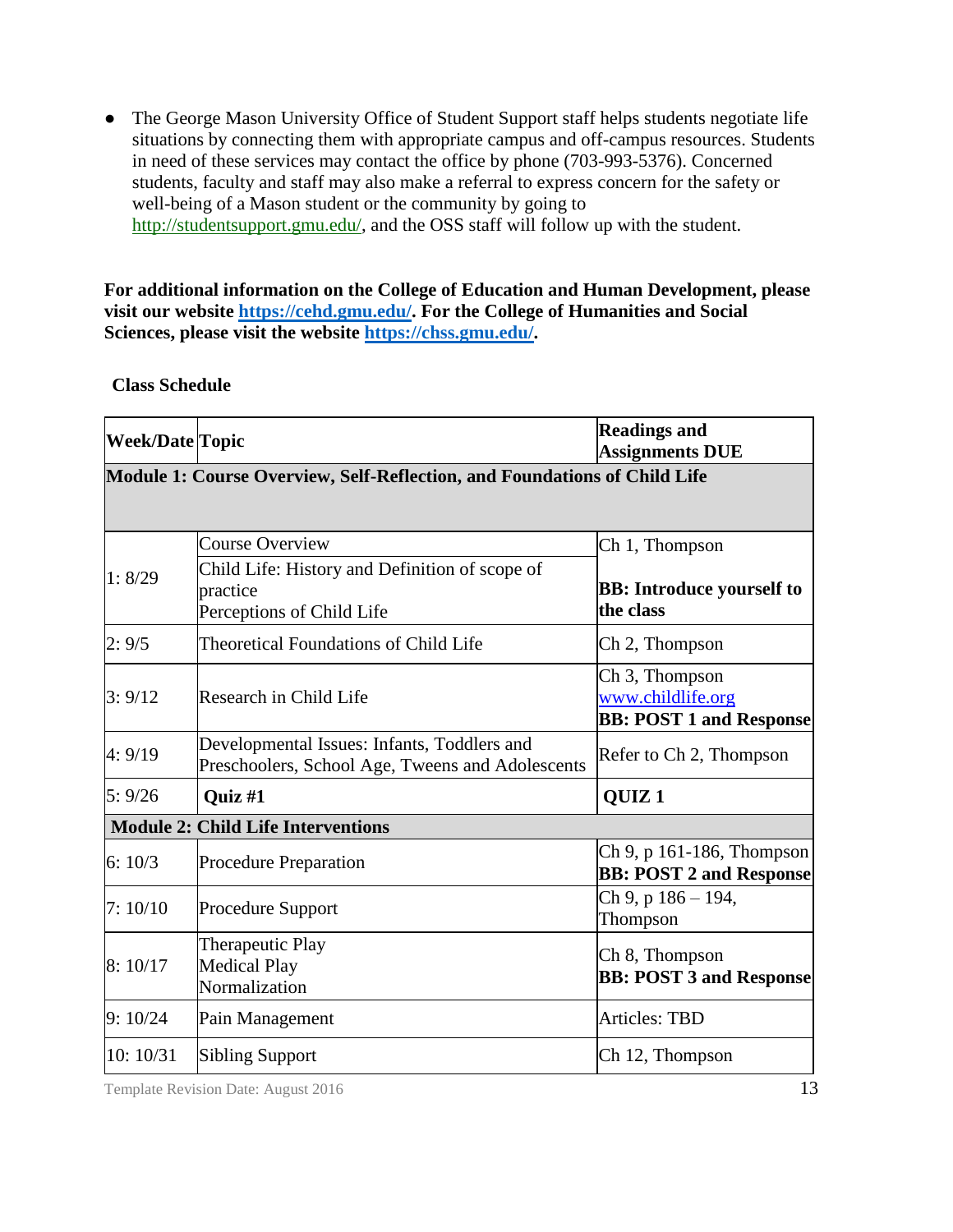- The George Mason University Office of Student Support staff helps students negotiate life situations by connecting them with appropriate campus and off-campus resources. Students in need of these services may contact the office by phone (703-993-5376). Concerned students, faculty and staff may also make a referral to express concern for the safety or well-being of a Mason student or the community by going to http://studentsupport.gmu.edu/, and the OSS staff will follow up with the student.

**For additional information on the College of Education and Human Development, please visit our website https://cehd.gmu.edu/. For the College of Humanities and Social Sciences, please visit the website https://chss.gmu.edu/.**

**Class Schedule**

| **Week/Date** | **Topic** | **Readings and Assignments DUE** |
|---|---|---|
| **Module 1: Course Overview, Self-Reflection, and Foundations of Child Life** | | |
| 1: 8/29 | Course Overview<br>Child Life: History and Definition of scope of practice<br>Perceptions of Child Life | Ch 1, Thompson<br>**BB: Introduce yourself to the class** |
| 2: 9/5 | Theoretical Foundations of Child Life | Ch 2, Thompson |
| 3: 9/12 | Research in Child Life | Ch 3, Thompson<br>www.childlife.org<br>**BB: POST 1 and Response** |
| 4: 9/19 | Developmental Issues: Infants, Toddlers and Preschoolers, School Age, Tweens and Adolescents | Refer to Ch 2, Thompson |
| 5: 9/26 | **Quiz #1** | **QUIZ 1** |
| **Module 2: Child Life Interventions** | | |
| 6: 10/3 | Procedure Preparation | Ch 9, p 161-186, Thompson<br>**BB: POST 2 and Response** |
| 7: 10/10 | Procedure Support | Ch 9, p 186 – 194, Thompson |
| 8: 10/17 | Therapeutic Play<br>Medical Play<br>Normalization | Ch 8, Thompson<br>**BB: POST 3 and Response** |
| 9: 10/24 | Pain Management | Articles: TBD |
| 10: 10/31 | Sibling Support | Ch 12, Thompson |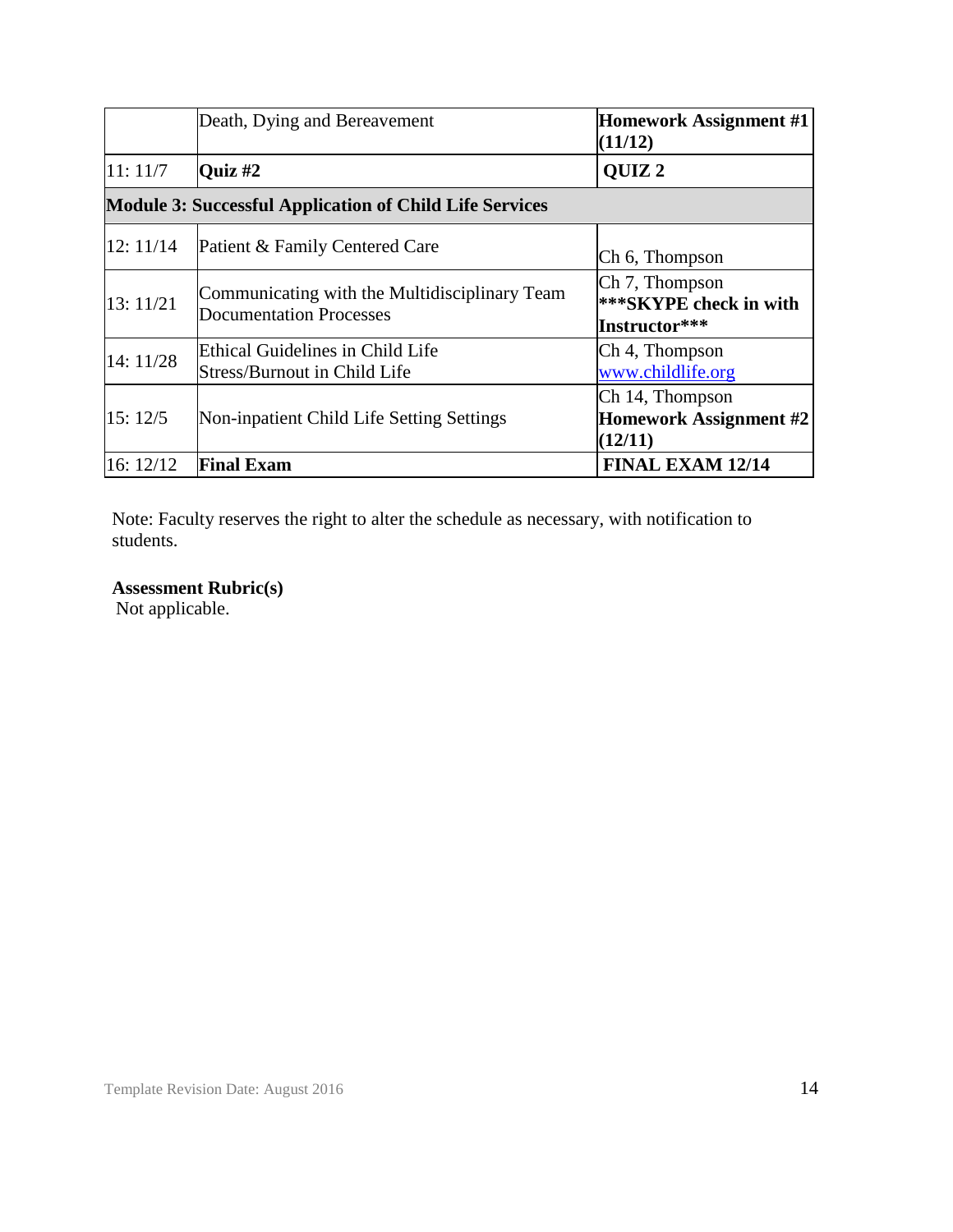| | | |
|---|---|---|
| | Death, Dying and Bereavement | **Homework Assignment #1 (11/12)** |
| 11: 11/7 | **Quiz #2** | **QUIZ 2** |
| **Module 3: Successful Application of Child Life Services** | | |
| 12: 11/14 | Patient & Family Centered Care | Ch 6, Thompson |
| 13: 11/21 | Communicating with the Multidisciplinary Team<br>Documentation Processes | Ch 7, Thompson<br>**\*\*\*SKYPE check in with Instructor\*\*\*** |
| 14: 11/28 | Ethical Guidelines in Child Life<br>Stress/Burnout in Child Life | Ch 4, Thompson<br>www.childlife.org |
| 15: 12/5 | Non-inpatient Child Life Setting Settings | Ch 14, Thompson<br>**Homework Assignment #2 (12/11)** |
| 16: 12/12 | **Final Exam** | **FINAL EXAM 12/14** |

Note: Faculty reserves the right to alter the schedule as necessary, with notification to students.

**Assessment Rubric(s)**

Not applicable.